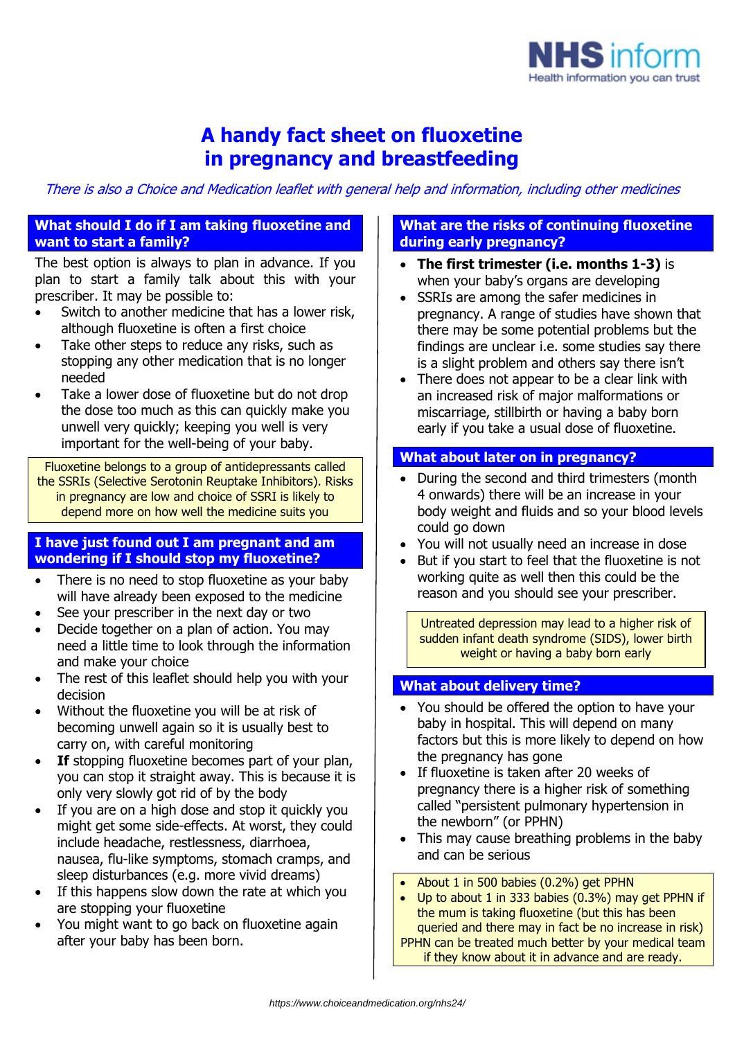NHS inform
Health information you can trust

# A handy fact sheet on fluoxetine in pregnancy and breastfeeding

*There is also a Choice and Medication leaflet with general help and information, including other medicines*

## What should I do if I am taking fluoxetine and want to start a family?

The best option is always to plan in advance. If you plan to start a family talk about this with your prescriber. It may be possible to:

- Switch to another medicine that has a lower risk, although fluoxetine is often a first choice
- Take other steps to reduce any risks, such as stopping any other medication that is no longer needed
- Take a lower dose of fluoxetine but do not drop the dose too much as this can quickly make you unwell very quickly; keeping you well is very important for the well-being of your baby.

> Fluoxetine belongs to a group of antidepressants called the SSRIs (Selective Serotonin Reuptake Inhibitors). Risks in pregnancy are low and choice of SSRI is likely to depend more on how well the medicine suits you

## I have just found out I am pregnant and am wondering if I should stop my fluoxetine?

- There is no need to stop fluoxetine as your baby will have already been exposed to the medicine
- See your prescriber in the next day or two
- Decide together on a plan of action. You may need a little time to look through the information and make your choice
- The rest of this leaflet should help you with your decision
- Without the fluoxetine you will be at risk of becoming unwell again so it is usually best to carry on, with careful monitoring
- **If** stopping fluoxetine becomes part of your plan, you can stop it straight away. This is because it is only very slowly got rid of by the body
- If you are on a high dose and stop it quickly you might get some side-effects. At worst, they could include headache, restlessness, diarrhoea, nausea, flu-like symptoms, stomach cramps, and sleep disturbances (e.g. more vivid dreams)
- If this happens slow down the rate at which you are stopping your fluoxetine
- You might want to go back on fluoxetine again after your baby has been born.

## What are the risks of continuing fluoxetine during early pregnancy?

- **The first trimester (i.e. months 1-3)** is when your baby's organs are developing
- SSRIs are among the safer medicines in pregnancy. A range of studies have shown that there may be some potential problems but the findings are unclear i.e. some studies say there is a slight problem and others say there isn't
- There does not appear to be a clear link with an increased risk of major malformations or miscarriage, stillbirth or having a baby born early if you take a usual dose of fluoxetine.

## What about later on in pregnancy?

- During the second and third trimesters (month 4 onwards) there will be an increase in your body weight and fluids and so your blood levels could go down
- You will not usually need an increase in dose
- But if you start to feel that the fluoxetine is not working quite as well then this could be the reason and you should see your prescriber.

> Untreated depression may lead to a higher risk of sudden infant death syndrome (SIDS), lower birth weight or having a baby born early

## What about delivery time?

- You should be offered the option to have your baby in hospital. This will depend on many factors but this is more likely to depend on how the pregnancy has gone
- If fluoxetine is taken after 20 weeks of pregnancy there is a higher risk of something called "persistent pulmonary hypertension in the newborn" (or PPHN)
- This may cause breathing problems in the baby and can be serious

> - About 1 in 500 babies (0.2%) get PPHN
> - Up to about 1 in 333 babies (0.3%) may get PPHN if the mum is taking fluoxetine (but this has been queried and there may in fact be no increase in risk)
>
> PPHN can be treated much better by your medical team if they know about it in advance and are ready.

https://www.choiceandmedication.org/nhs24/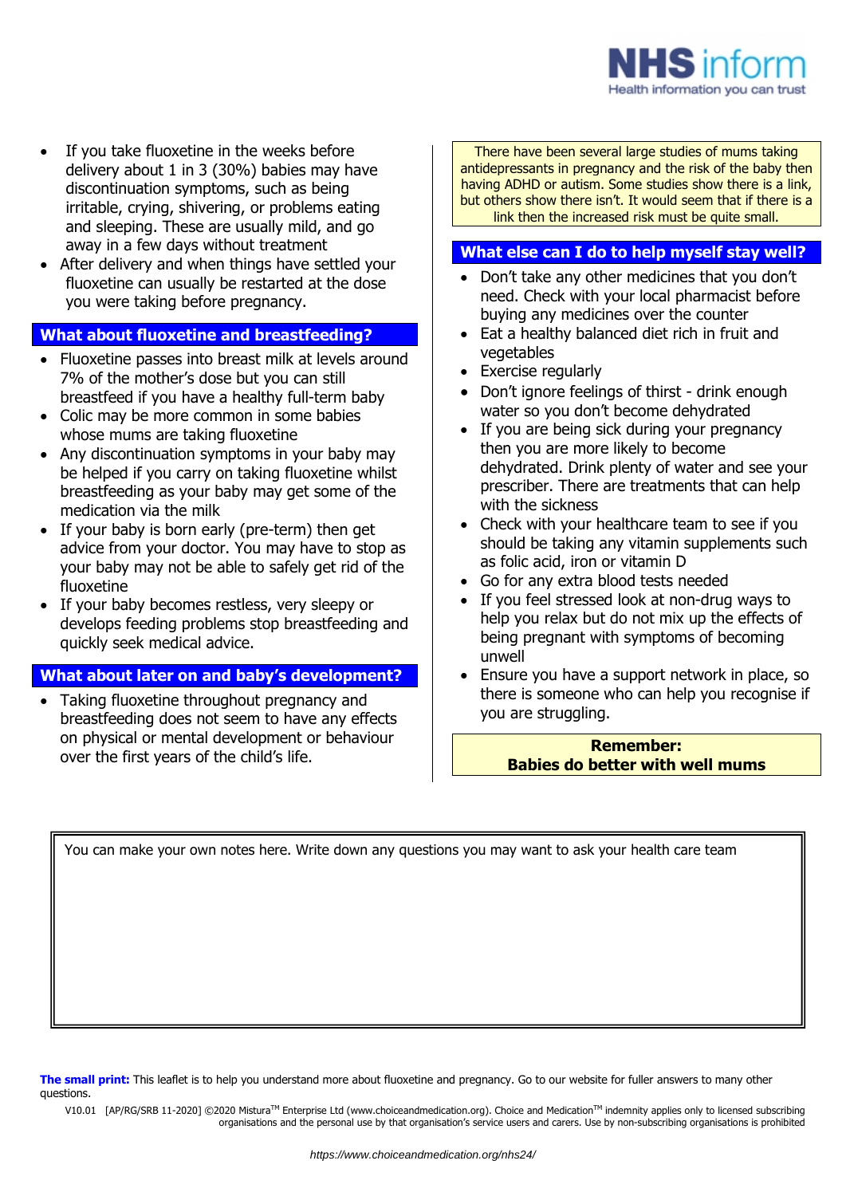- If you take fluoxetine in the weeks before delivery about 1 in 3 (30%) babies may have discontinuation symptoms, such as being irritable, crying, shivering, or problems eating and sleeping. These are usually mild, and go away in a few days without treatment
- After delivery and when things have settled your fluoxetine can usually be restarted at the dose you were taking before pregnancy.

## What about fluoxetine and breastfeeding?

- Fluoxetine passes into breast milk at levels around 7% of the mother's dose but you can still breastfeed if you have a healthy full-term baby
- Colic may be more common in some babies whose mums are taking fluoxetine
- Any discontinuation symptoms in your baby may be helped if you carry on taking fluoxetine whilst breastfeeding as your baby may get some of the medication via the milk
- If your baby is born early (pre-term) then get advice from your doctor. You may have to stop as your baby may not be able to safely get rid of the fluoxetine
- If your baby becomes restless, very sleepy or develops feeding problems stop breastfeeding and quickly seek medical advice.

## What about later on and baby's development?

- Taking fluoxetine throughout pregnancy and breastfeeding does not seem to have any effects on physical or mental development or behaviour over the first years of the child's life.

There have been several large studies of mums taking antidepressants in pregnancy and the risk of the baby then having ADHD or autism. Some studies show there is a link, but others show there isn't. It would seem that if there is a link then the increased risk must be quite small.

## What else can I do to help myself stay well?

- Don't take any other medicines that you don't need. Check with your local pharmacist before buying any medicines over the counter
- Eat a healthy balanced diet rich in fruit and vegetables
- Exercise regularly
- Don't ignore feelings of thirst - drink enough water so you don't become dehydrated
- If you are being sick during your pregnancy then you are more likely to become dehydrated. Drink plenty of water and see your prescriber. There are treatments that can help with the sickness
- Check with your healthcare team to see if you should be taking any vitamin supplements such as folic acid, iron or vitamin D
- Go for any extra blood tests needed
- If you feel stressed look at non-drug ways to help you relax but do not mix up the effects of being pregnant with symptoms of becoming unwell
- Ensure you have a support network in place, so there is someone who can help you recognise if you are struggling.

**Remember:**
**Babies do better with well mums**

You can make your own notes here. Write down any questions you may want to ask your health care team

**The small print:** This leaflet is to help you understand more about fluoxetine and pregnancy. Go to our website for fuller answers to many other questions.

V10.01 [AP/RG/SRB 11-2020] ©2020 Mistura™ Enterprise Ltd (www.choiceandmedication.org). Choice and Medication™ indemnity applies only to licensed subscribing organisations and the personal use by that organisation's service users and carers. Use by non-subscribing organisations is prohibited

*https://www.choiceandmedication.org/nhs24/*